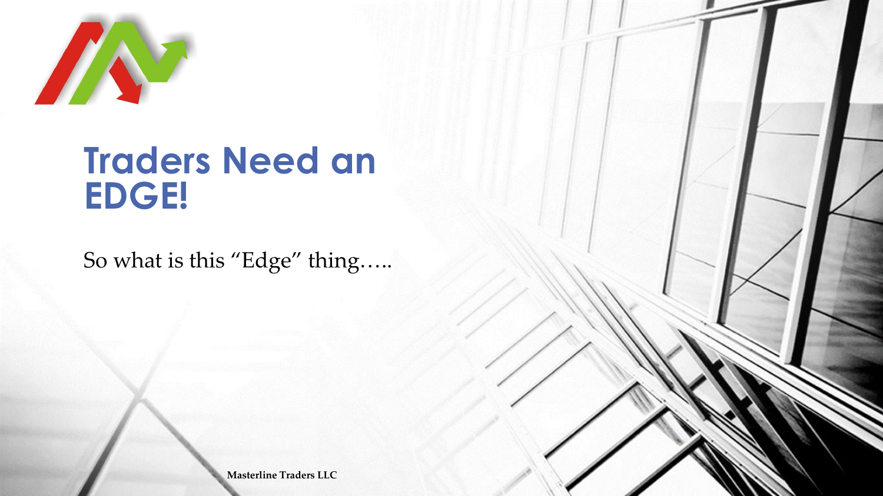# Traders Need an EDGE!

So what is this "Edge" thing…..

Masterline Traders LLC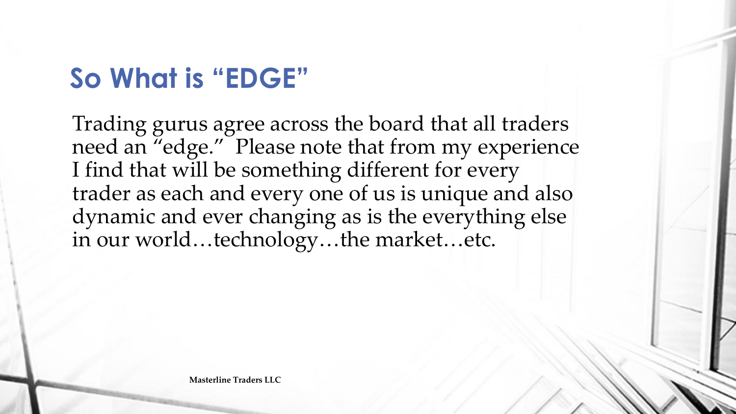# So What is "EDGE"

Trading gurus agree across the board that all traders need an "edge." Please note that from my experience I find that will be something different for every trader as each and every one of us is unique and also dynamic and ever changing as is the everything else in our world…technology…the market…etc.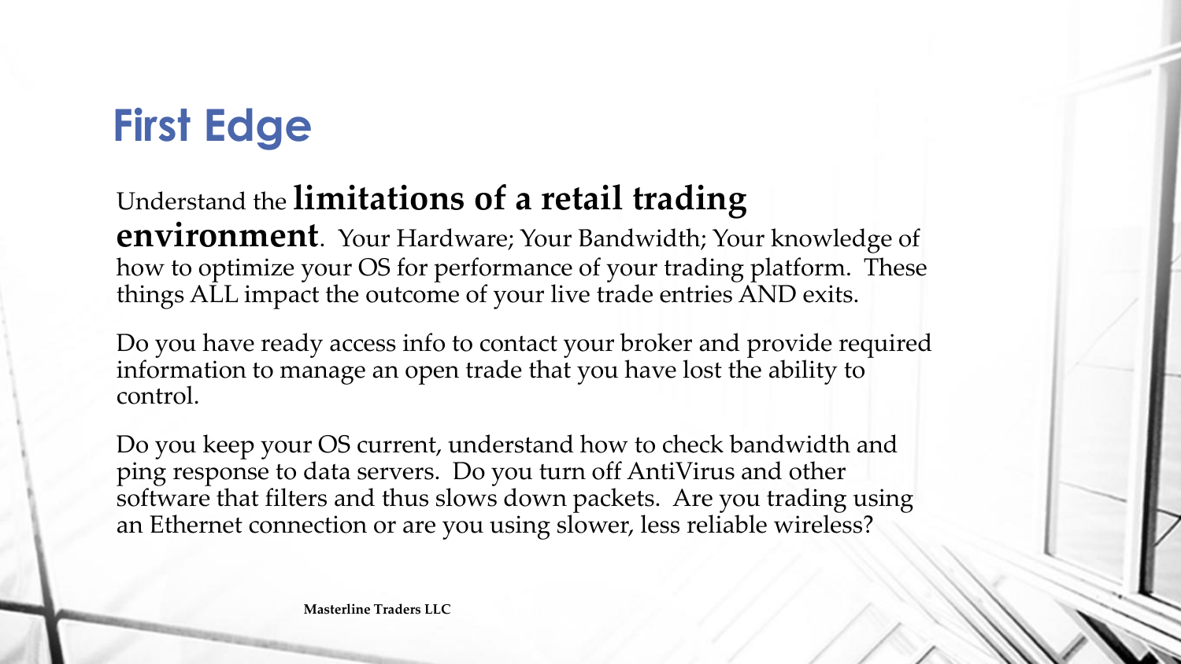# First Edge

Understand the **limitations of a retail trading environment**. Your Hardware; Your Bandwidth; Your knowledge of how to optimize your OS for performance of your trading platform. These things ALL impact the outcome of your live trade entries AND exits.

Do you have ready access info to contact your broker and provide required information to manage an open trade that you have lost the ability to control.

Do you keep your OS current, understand how to check bandwidth and ping response to data servers. Do you turn off AntiVirus and other software that filters and thus slows down packets. Are you trading using an Ethernet connection or are you using slower, less reliable wireless?

Masterline Traders LLC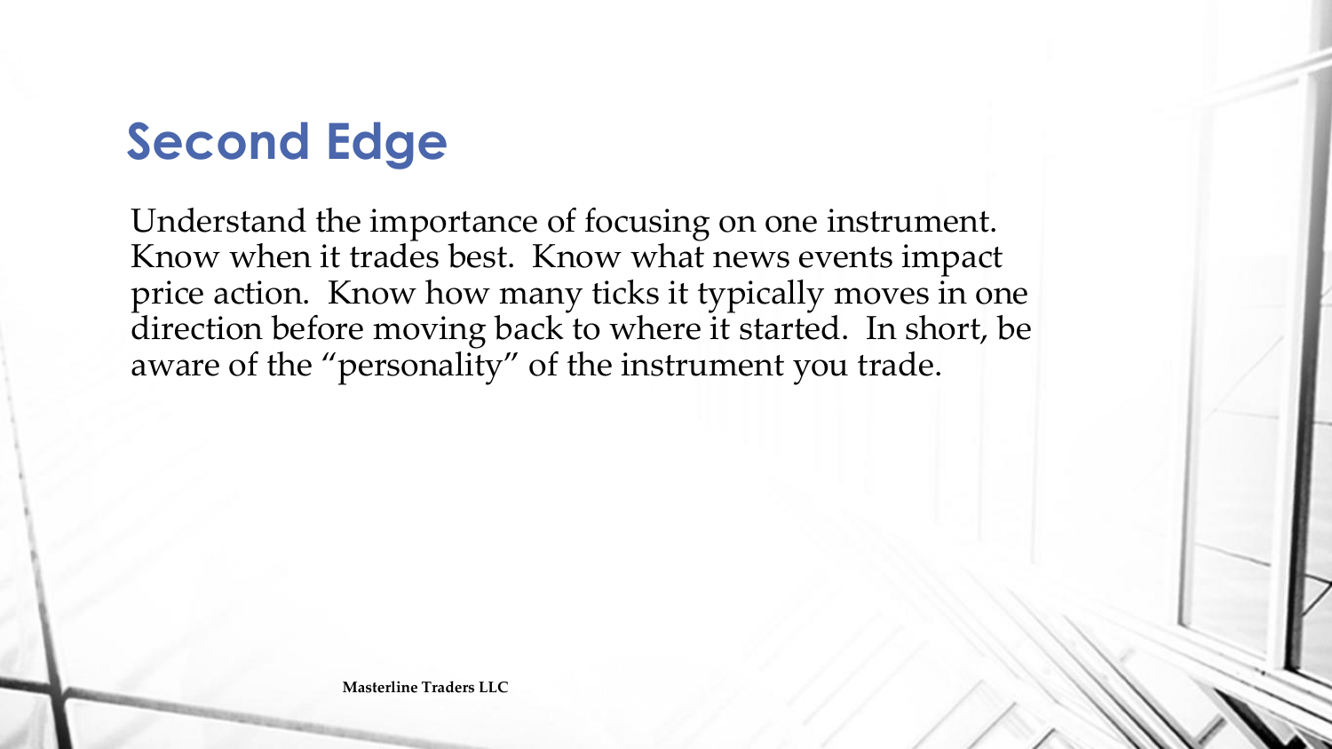# Second Edge

Understand the importance of focusing on one instrument. Know when it trades best. Know what news events impact price action. Know how many ticks it typically moves in one direction before moving back to where it started. In short, be aware of the "personality" of the instrument you trade.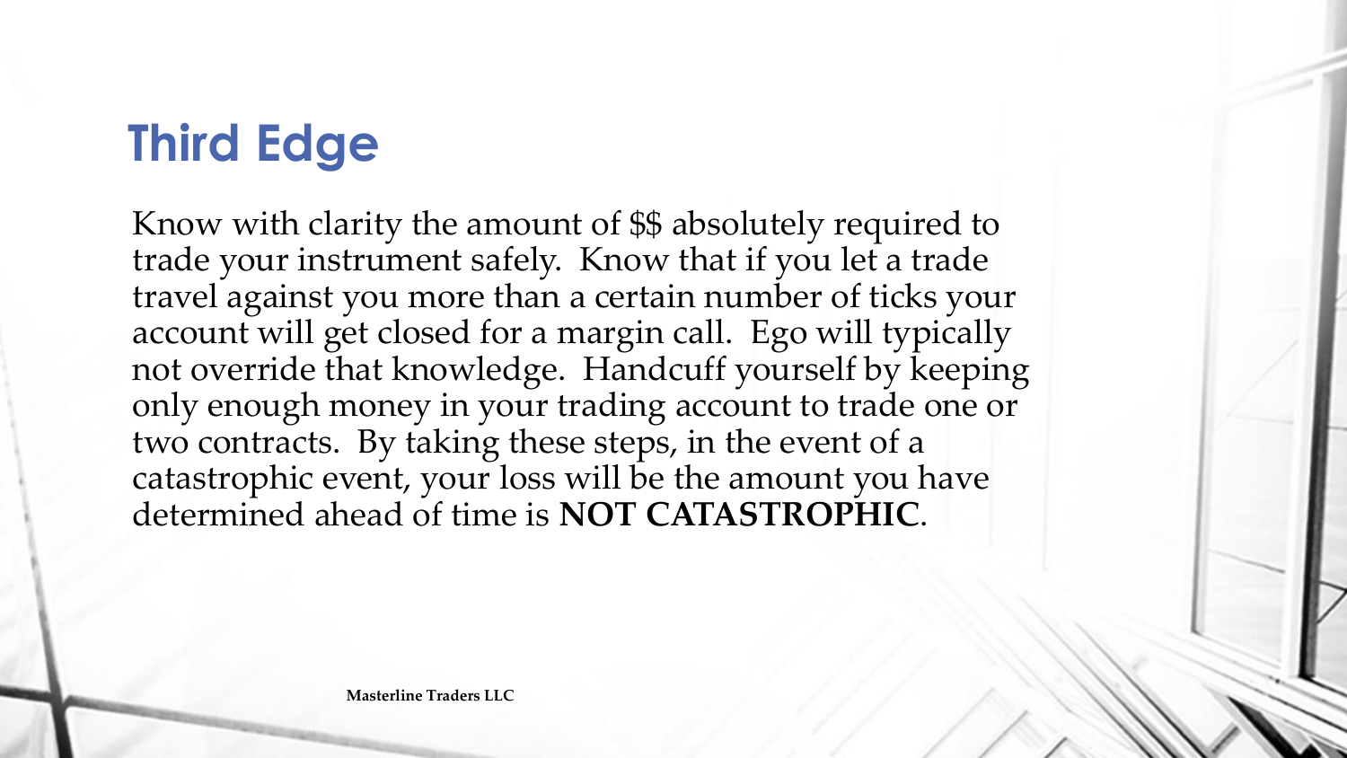# Third Edge

Know with clarity the amount of $$ absolutely required to trade your instrument safely.  Know that if you let a trade travel against you more than a certain number of ticks your account will get closed for a margin call.  Ego will typically not override that knowledge.  Handcuff yourself by keeping only enough money in your trading account to trade one or two contracts.  By taking these steps, in the event of a catastrophic event, your loss will be the amount you have determined ahead of time is **NOT CATASTROPHIC**.

**Masterline Traders LLC**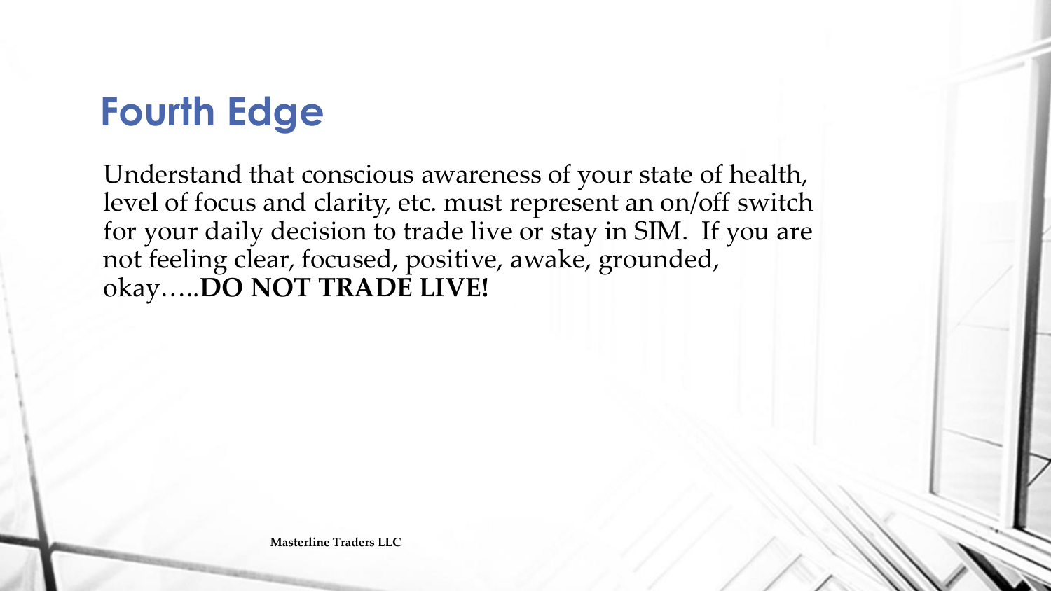# Fourth Edge

Understand that conscious awareness of your state of health, level of focus and clarity, etc. must represent an on/off switch for your daily decision to trade live or stay in SIM. If you are not feeling clear, focused, positive, awake, grounded, okay…..**DO NOT TRADE LIVE!**

**Masterline Traders LLC**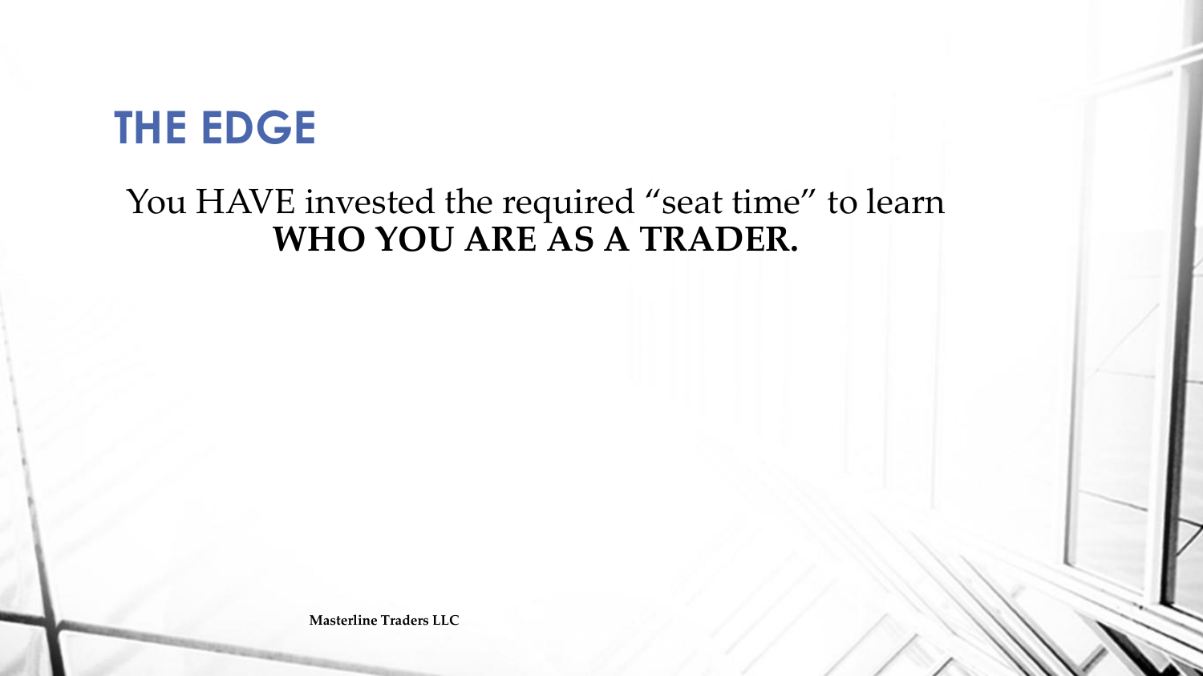# THE EDGE

You HAVE invested the required "seat time" to learn **WHO YOU ARE AS A TRADER.**

**Masterline Traders LLC**